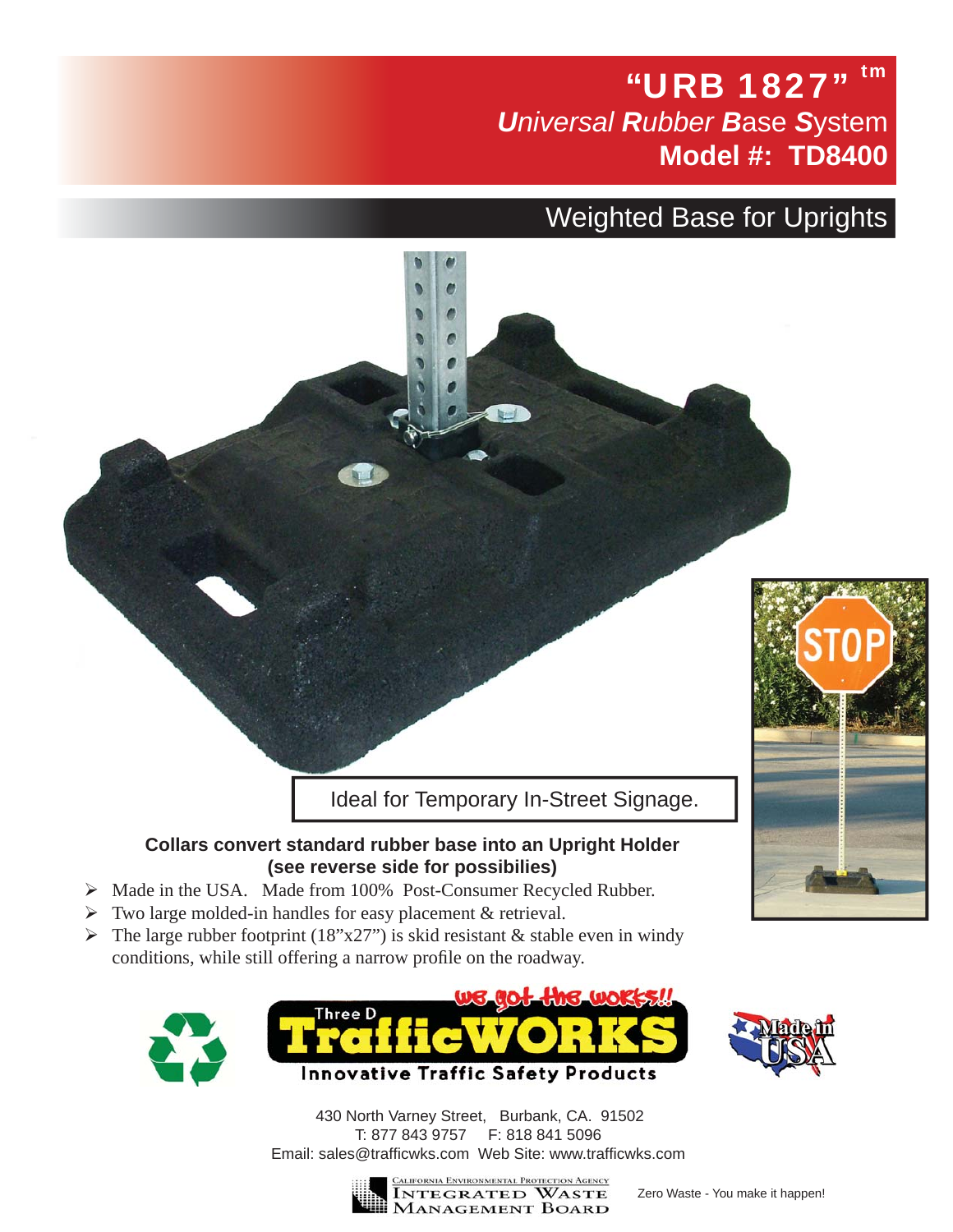# "URB 1827" ^tm

## *U*niversal *R*ubber *B*ase *S*ystem

## Model #: TD8400

## Weighted Base for Uprights

Ideal for Temporary In-Street Signage.

**Collars convert standard rubber base into an Upright Holder (see reverse side for possibilies)**

- Made in the USA. Made from 100% Post-Consumer Recycled Rubber.
- Two large molded-in handles for easy placement & retrieval.
- The large rubber footprint (18"x27") is skid resistant & stable even in windy conditions, while still offering a narrow profile on the roadway.

We got the works!!

Three D TrafficWORKS

Innovative Traffic Safety Products

Made in USA

430 North Varney Street, Burbank, CA. 91502
T: 877 843 9757 F: 818 841 5096
Email: sales@trafficwks.com Web Site: www.trafficwks.com

California Environmental Protection Agency
Integrated Waste Management Board

Zero Waste - You make it happen!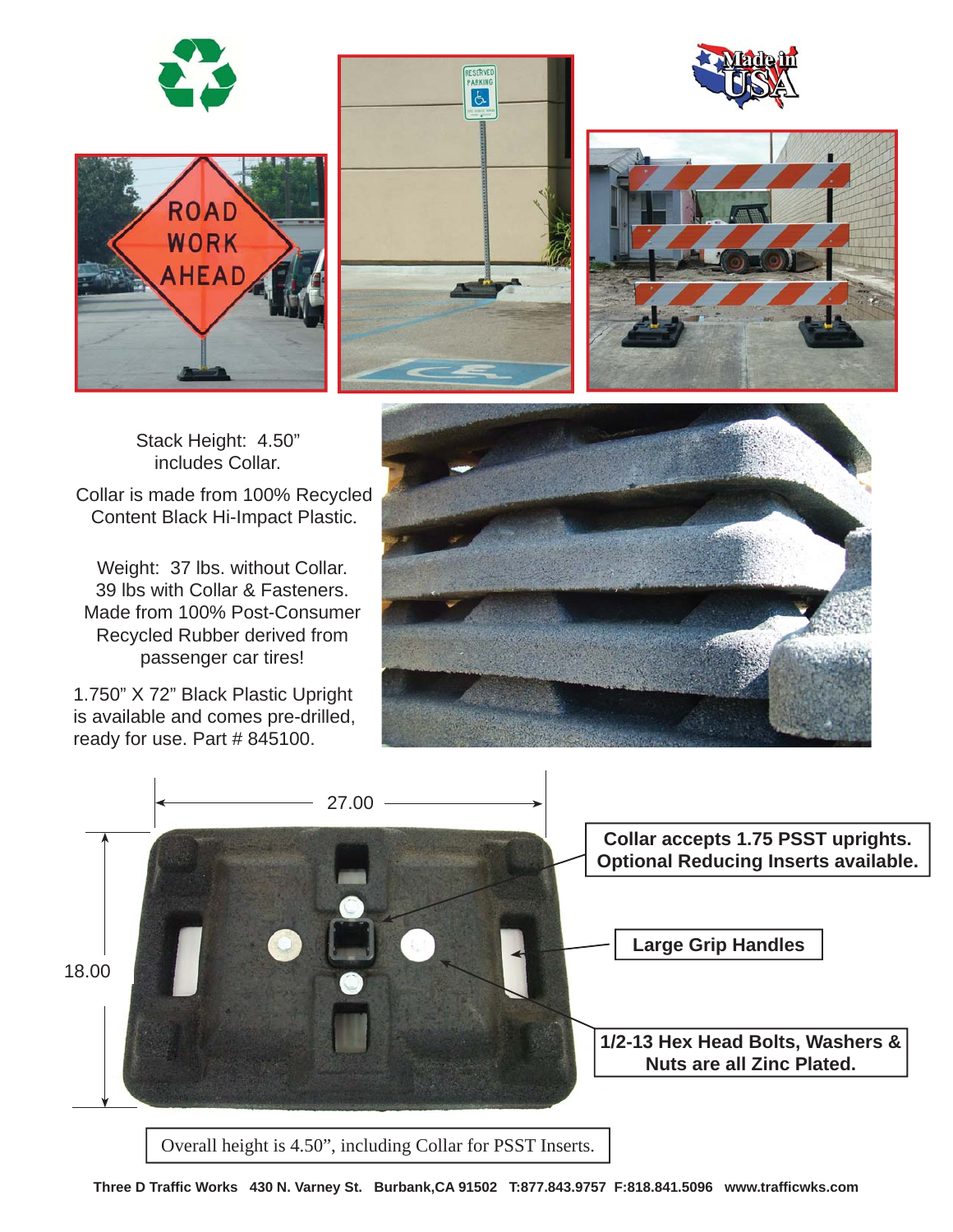Stack Height: 4.50" includes Collar.

Collar is made from 100% Recycled Content Black Hi-Impact Plastic.

Weight: 37 lbs. without Collar. 39 lbs with Collar & Fasteners. Made from 100% Post-Consumer Recycled Rubber derived from passenger car tires!

1.750" X 72" Black Plastic Upright is available and comes pre-drilled, ready for use. Part # 845100.

27.00

18.00

**Collar accepts 1.75 PSST uprights. Optional Reducing Inserts available.**

**Large Grip Handles**

**1/2-13 Hex Head Bolts, Washers & Nuts are all Zinc Plated.**

Overall height is 4.50", including Collar for PSST Inserts.

**Three D Traffic Works 430 N. Varney St. Burbank,CA 91505 T:877.843.9757 F:818.841.5096 www.trafficwks.com**